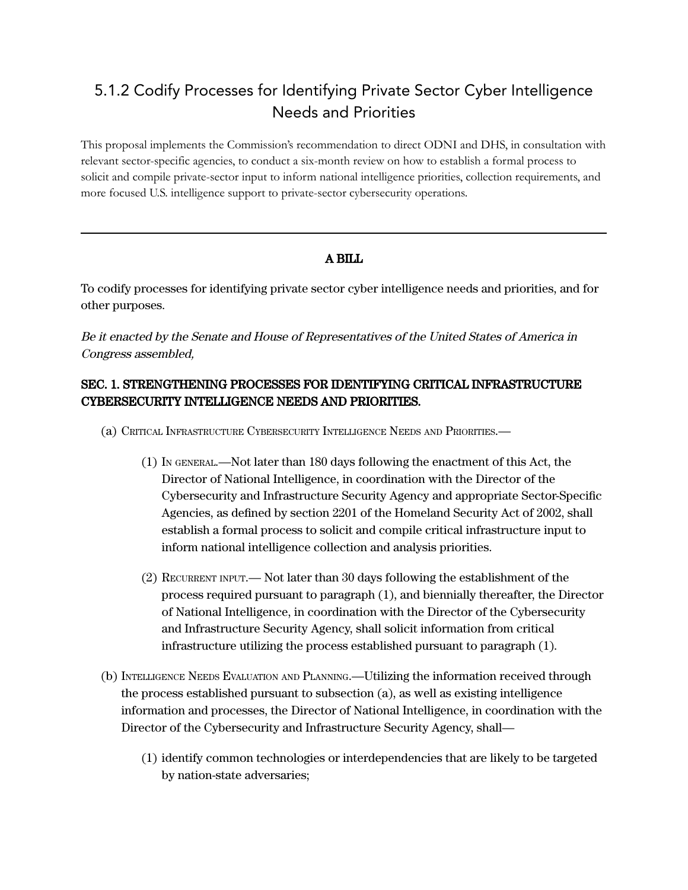## 5.1.2 Codify Processes for Identifying Private Sector Cyber Intelligence Needs and Priorities

This proposal implements the Commission's recommendation to direct ODNI and DHS, in consultation with relevant sector-specific agencies, to conduct a six-month review on how to establish a formal process to solicit and compile private-sector input to inform national intelligence priorities, collection requirements, and more focused U.S. intelligence support to private-sector cybersecurity operations.

---

**A BILL**

To codify processes for identifying private sector cyber intelligence needs and priorities, and for other purposes.

*Be it enacted by the Senate and House of Representatives of the United States of America in Congress assembled,*

**SEC. 1. STRENGTHENING PROCESSES FOR IDENTIFYING CRITICAL INFRASTRUCTURE CYBERSECURITY INTELLIGENCE NEEDS AND PRIORITIES.**

(a) CRITICAL INFRASTRUCTURE CYBERSECURITY INTELLIGENCE NEEDS AND PRIORITIES.—

(1) IN GENERAL.—Not later than 180 days following the enactment of this Act, the Director of National Intelligence, in coordination with the Director of the Cybersecurity and Infrastructure Security Agency and appropriate Sector-Specific Agencies, as defined by section 2201 of the Homeland Security Act of 2002, shall establish a formal process to solicit and compile critical infrastructure input to inform national intelligence collection and analysis priorities.

(2) RECURRENT INPUT.— Not later than 30 days following the establishment of the process required pursuant to paragraph (1), and biennially thereafter, the Director of National Intelligence, in coordination with the Director of the Cybersecurity and Infrastructure Security Agency, shall solicit information from critical infrastructure utilizing the process established pursuant to paragraph (1).

(b) INTELLIGENCE NEEDS EVALUATION AND PLANNING.—Utilizing the information received through the process established pursuant to subsection (a), as well as existing intelligence information and processes, the Director of National Intelligence, in coordination with the Director of the Cybersecurity and Infrastructure Security Agency, shall—

(1) identify common technologies or interdependencies that are likely to be targeted by nation-state adversaries;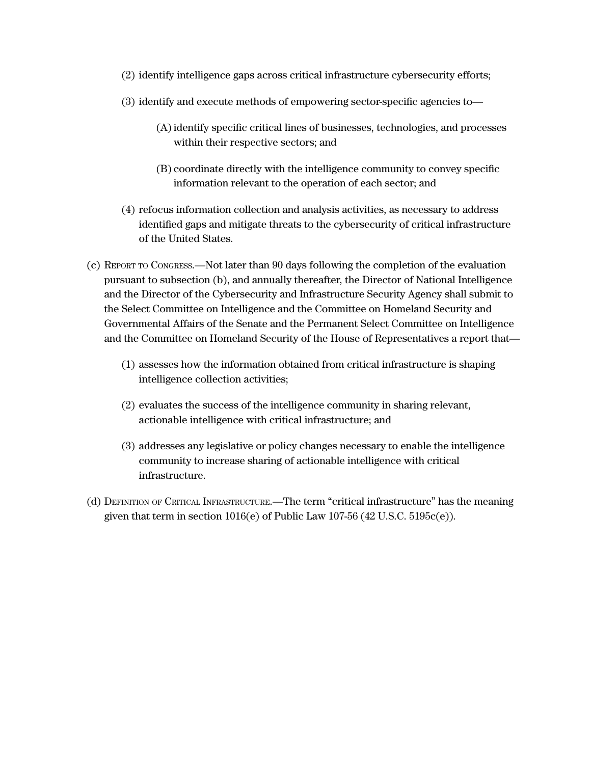(2) identify intelligence gaps across critical infrastructure cybersecurity efforts;

(3) identify and execute methods of empowering sector-specific agencies to—

(A) identify specific critical lines of businesses, technologies, and processes within their respective sectors; and

(B) coordinate directly with the intelligence community to convey specific information relevant to the operation of each sector; and

(4) refocus information collection and analysis activities, as necessary to address identified gaps and mitigate threats to the cybersecurity of critical infrastructure of the United States.

(c) REPORT TO CONGRESS.—Not later than 90 days following the completion of the evaluation pursuant to subsection (b), and annually thereafter, the Director of National Intelligence and the Director of the Cybersecurity and Infrastructure Security Agency shall submit to the Select Committee on Intelligence and the Committee on Homeland Security and Governmental Affairs of the Senate and the Permanent Select Committee on Intelligence and the Committee on Homeland Security of the House of Representatives a report that—

(1) assesses how the information obtained from critical infrastructure is shaping intelligence collection activities;

(2) evaluates the success of the intelligence community in sharing relevant, actionable intelligence with critical infrastructure; and

(3) addresses any legislative or policy changes necessary to enable the intelligence community to increase sharing of actionable intelligence with critical infrastructure.

(d) DEFINITION OF CRITICAL INFRASTRUCTURE.—The term “critical infrastructure” has the meaning given that term in section 1016(e) of Public Law 107-56 (42 U.S.C. 5195c(e)).